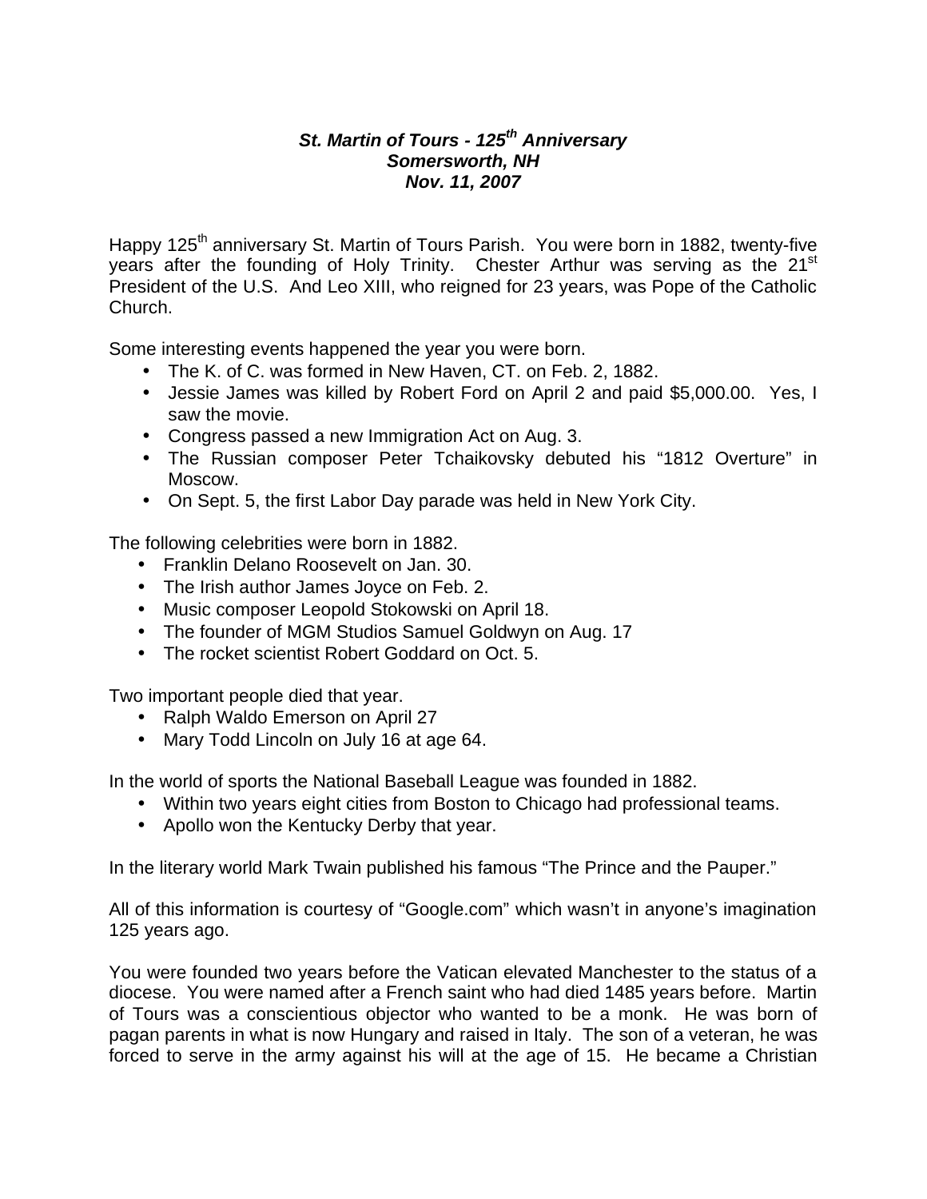***St. Martin of Tours - 125th Anniversary***
***Somersworth, NH***
***Nov. 11, 2007***

Happy 125th anniversary St. Martin of Tours Parish. You were born in 1882, twenty-five years after the founding of Holy Trinity. Chester Arthur was serving as the 21st President of the U.S. And Leo XIII, who reigned for 23 years, was Pope of the Catholic Church.

Some interesting events happened the year you were born.

- The K. of C. was formed in New Haven, CT. on Feb. 2, 1882.
- Jessie James was killed by Robert Ford on April 2 and paid $5,000.00. Yes, I saw the movie.
- Congress passed a new Immigration Act on Aug. 3.
- The Russian composer Peter Tchaikovsky debuted his "1812 Overture" in Moscow.
- On Sept. 5, the first Labor Day parade was held in New York City.

The following celebrities were born in 1882.

- Franklin Delano Roosevelt on Jan. 30.
- The Irish author James Joyce on Feb. 2.
- Music composer Leopold Stokowski on April 18.
- The founder of MGM Studios Samuel Goldwyn on Aug. 17
- The rocket scientist Robert Goddard on Oct. 5.

Two important people died that year.

- Ralph Waldo Emerson on April 27
- Mary Todd Lincoln on July 16 at age 64.

In the world of sports the National Baseball League was founded in 1882.

- Within two years eight cities from Boston to Chicago had professional teams.
- Apollo won the Kentucky Derby that year.

In the literary world Mark Twain published his famous "The Prince and the Pauper."

All of this information is courtesy of "Google.com" which wasn't in anyone's imagination 125 years ago.

You were founded two years before the Vatican elevated Manchester to the status of a diocese. You were named after a French saint who had died 1485 years before. Martin of Tours was a conscientious objector who wanted to be a monk. He was born of pagan parents in what is now Hungary and raised in Italy. The son of a veteran, he was forced to serve in the army against his will at the age of 15. He became a Christian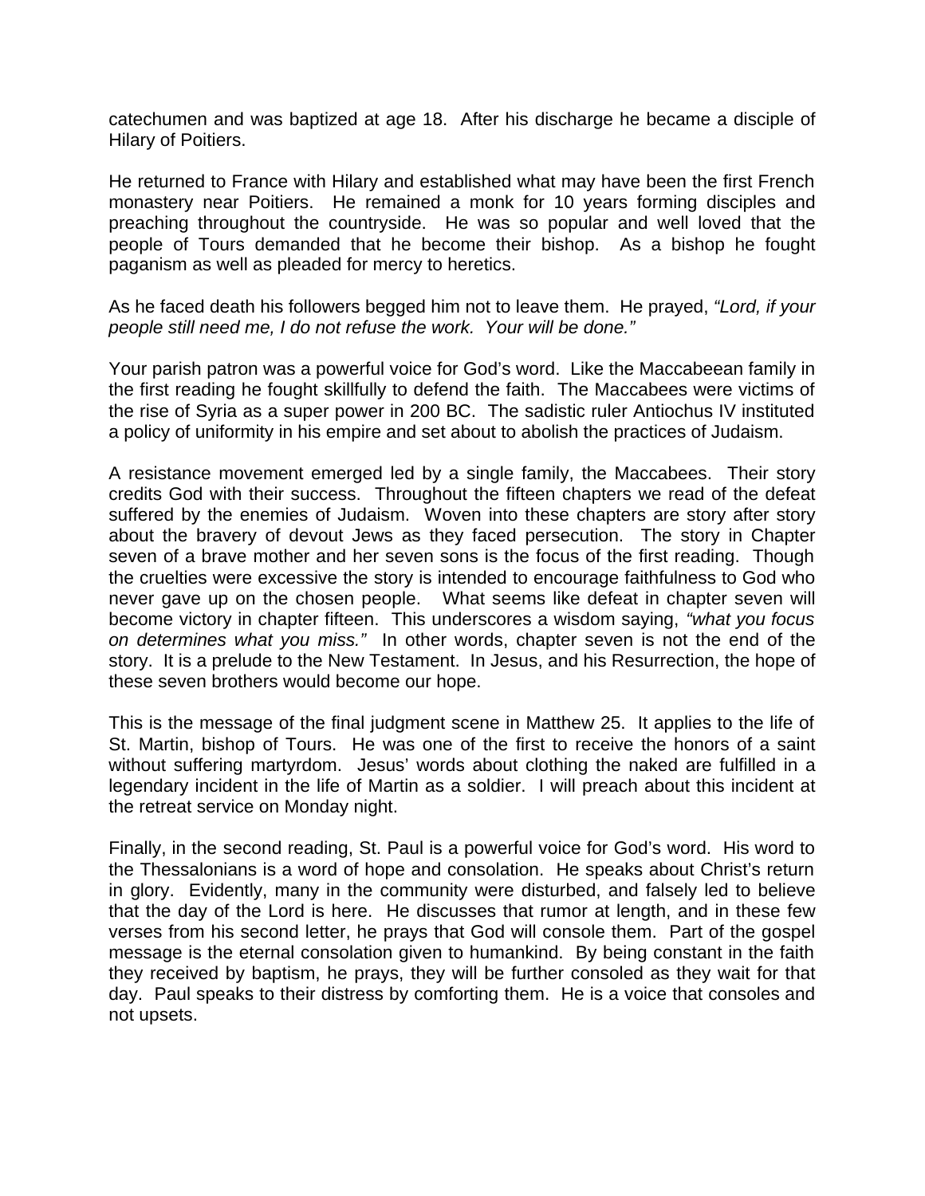catechumen and was baptized at age 18. After his discharge he became a disciple of Hilary of Poitiers.

He returned to France with Hilary and established what may have been the first French monastery near Poitiers. He remained a monk for 10 years forming disciples and preaching throughout the countryside. He was so popular and well loved that the people of Tours demanded that he become their bishop. As a bishop he fought paganism as well as pleaded for mercy to heretics.

As he faced death his followers begged him not to leave them. He prayed, *"Lord, if your people still need me, I do not refuse the work. Your will be done."*

Your parish patron was a powerful voice for God's word. Like the Maccabeean family in the first reading he fought skillfully to defend the faith. The Maccabees were victims of the rise of Syria as a super power in 200 BC. The sadistic ruler Antiochus IV instituted a policy of uniformity in his empire and set about to abolish the practices of Judaism.

A resistance movement emerged led by a single family, the Maccabees. Their story credits God with their success. Throughout the fifteen chapters we read of the defeat suffered by the enemies of Judaism. Woven into these chapters are story after story about the bravery of devout Jews as they faced persecution. The story in Chapter seven of a brave mother and her seven sons is the focus of the first reading. Though the cruelties were excessive the story is intended to encourage faithfulness to God who never gave up on the chosen people. What seems like defeat in chapter seven will become victory in chapter fifteen. This underscores a wisdom saying, *"what you focus on determines what you miss."* In other words, chapter seven is not the end of the story. It is a prelude to the New Testament. In Jesus, and his Resurrection, the hope of these seven brothers would become our hope.

This is the message of the final judgment scene in Matthew 25. It applies to the life of St. Martin, bishop of Tours. He was one of the first to receive the honors of a saint without suffering martyrdom. Jesus' words about clothing the naked are fulfilled in a legendary incident in the life of Martin as a soldier. I will preach about this incident at the retreat service on Monday night.

Finally, in the second reading, St. Paul is a powerful voice for God's word. His word to the Thessalonians is a word of hope and consolation. He speaks about Christ's return in glory. Evidently, many in the community were disturbed, and falsely led to believe that the day of the Lord is here. He discusses that rumor at length, and in these few verses from his second letter, he prays that God will console them. Part of the gospel message is the eternal consolation given to humankind. By being constant in the faith they received by baptism, he prays, they will be further consoled as they wait for that day. Paul speaks to their distress by comforting them. He is a voice that consoles and not upsets.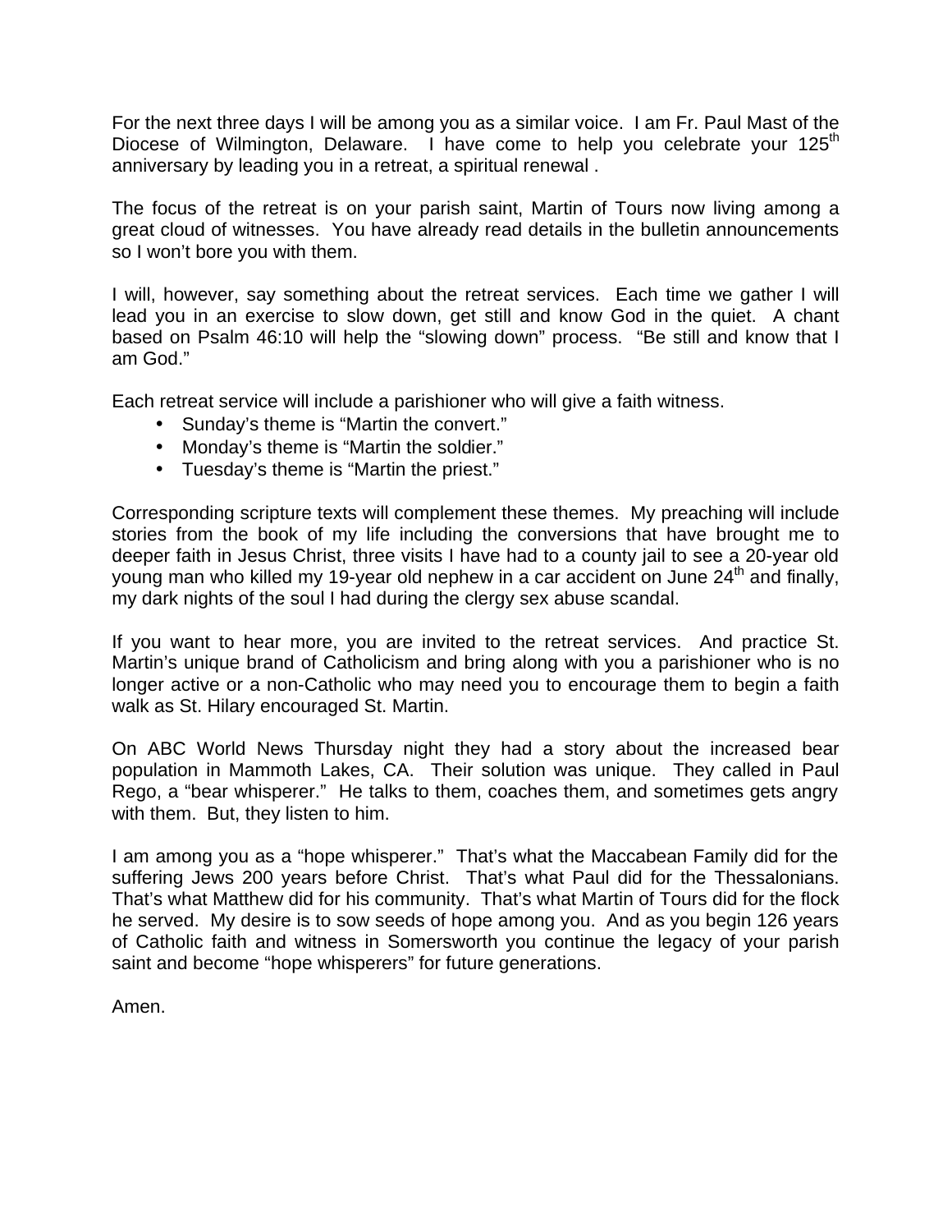For the next three days I will be among you as a similar voice. I am Fr. Paul Mast of the Diocese of Wilmington, Delaware. I have come to help you celebrate your 125th anniversary by leading you in a retreat, a spiritual renewal .

The focus of the retreat is on your parish saint, Martin of Tours now living among a great cloud of witnesses. You have already read details in the bulletin announcements so I won't bore you with them.

I will, however, say something about the retreat services. Each time we gather I will lead you in an exercise to slow down, get still and know God in the quiet. A chant based on Psalm 46:10 will help the "slowing down" process. "Be still and know that I am God."

Each retreat service will include a parishioner who will give a faith witness.

- Sunday's theme is "Martin the convert."
- Monday's theme is "Martin the soldier."
- Tuesday's theme is "Martin the priest."

Corresponding scripture texts will complement these themes. My preaching will include stories from the book of my life including the conversions that have brought me to deeper faith in Jesus Christ, three visits I have had to a county jail to see a 20-year old young man who killed my 19-year old nephew in a car accident on June 24th and finally, my dark nights of the soul I had during the clergy sex abuse scandal.

If you want to hear more, you are invited to the retreat services. And practice St. Martin's unique brand of Catholicism and bring along with you a parishioner who is no longer active or a non-Catholic who may need you to encourage them to begin a faith walk as St. Hilary encouraged St. Martin.

On ABC World News Thursday night they had a story about the increased bear population in Mammoth Lakes, CA. Their solution was unique. They called in Paul Rego, a "bear whisperer." He talks to them, coaches them, and sometimes gets angry with them. But, they listen to him.

I am among you as a "hope whisperer." That's what the Maccabean Family did for the suffering Jews 200 years before Christ. That's what Paul did for the Thessalonians. That's what Matthew did for his community. That's what Martin of Tours did for the flock he served. My desire is to sow seeds of hope among you. And as you begin 126 years of Catholic faith and witness in Somersworth you continue the legacy of your parish saint and become "hope whisperers" for future generations.

Amen.